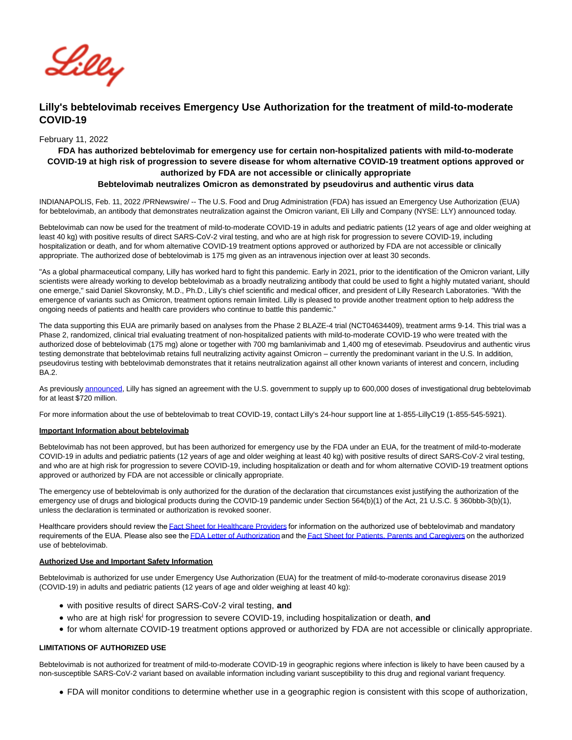# Lilly's bebtelovimab receives Emergency Use Authorization for the treatment of mild-to-moderate COVID-19

February 11, 2022

**FDA has authorized bebtelovimab for emergency use for certain non-hospitalized patients with mild-to-moderate COVID-19 at high risk of progression to severe disease for whom alternative COVID-19 treatment options approved or authorized by FDA are not accessible or clinically appropriate**

**Bebtelovimab neutralizes Omicron as demonstrated by pseudovirus and authentic virus data**

INDIANAPOLIS, Feb. 11, 2022 /PRNewswire/ -- The U.S. Food and Drug Administration (FDA) has issued an Emergency Use Authorization (EUA) for bebtelovimab, an antibody that demonstrates neutralization against the Omicron variant, Eli Lilly and Company (NYSE: LLY) announced today.

Bebtelovimab can now be used for the treatment of mild-to-moderate COVID-19 in adults and pediatric patients (12 years of age and older weighing at least 40 kg) with positive results of direct SARS-CoV-2 viral testing, and who are at high risk for progression to severe COVID-19, including hospitalization or death, and for whom alternative COVID-19 treatment options approved or authorized by FDA are not accessible or clinically appropriate. The authorized dose of bebtelovimab is 175 mg given as an intravenous injection over at least 30 seconds.

"As a global pharmaceutical company, Lilly has worked hard to fight this pandemic. Early in 2021, prior to the identification of the Omicron variant, Lilly scientists were already working to develop bebtelovimab as a broadly neutralizing antibody that could be used to fight a highly mutated variant, should one emerge," said Daniel Skovronsky, M.D., Ph.D., Lilly's chief scientific and medical officer, and president of Lilly Research Laboratories. "With the emergence of variants such as Omicron, treatment options remain limited. Lilly is pleased to provide another treatment option to help address the ongoing needs of patients and health care providers who continue to battle this pandemic."

The data supporting this EUA are primarily based on analyses from the Phase 2 BLAZE-4 trial (NCT04634409), treatment arms 9-14. This trial was a Phase 2, randomized, clinical trial evaluating treatment of non-hospitalized patients with mild-to-moderate COVID-19 who were treated with the authorized dose of bebtelovimab (175 mg) alone or together with 700 mg bamlanivimab and 1,400 mg of etesevimab. Pseudovirus and authentic virus testing demonstrate that bebtelovimab retains full neutralizing activity against Omicron – currently the predominant variant in the U.S. In addition, pseudovirus testing with bebtelovimab demonstrates that it retains neutralization against all other known variants of interest and concern, including BA.2.

As previously announced, Lilly has signed an agreement with the U.S. government to supply up to 600,000 doses of investigational drug bebtelovimab for at least $720 million.

For more information about the use of bebtelovimab to treat COVID-19, contact Lilly's 24-hour support line at 1-855-LillyC19 (1-855-545-5921).

**Important Information about bebtelovimab**

Bebtelovimab has not been approved, but has been authorized for emergency use by the FDA under an EUA, for the treatment of mild-to-moderate COVID-19 in adults and pediatric patients (12 years of age and older weighing at least 40 kg) with positive results of direct SARS-CoV-2 viral testing, and who are at high risk for progression to severe COVID-19, including hospitalization or death and for whom alternative COVID-19 treatment options approved or authorized by FDA are not accessible or clinically appropriate.

The emergency use of bebtelovimab is only authorized for the duration of the declaration that circumstances exist justifying the authorization of the emergency use of drugs and biological products during the COVID-19 pandemic under Section 564(b)(1) of the Act, 21 U.S.C. § 360bbb-3(b)(1), unless the declaration is terminated or authorization is revoked sooner.

Healthcare providers should review the Fact Sheet for Healthcare Providers for information on the authorized use of bebtelovimab and mandatory requirements of the EUA. Please also see the FDA Letter of Authorization and the Fact Sheet for Patients, Parents and Caregivers on the authorized use of bebtelovimab.

**Authorized Use and Important Safety Information**

Bebtelovimab is authorized for use under Emergency Use Authorization (EUA) for the treatment of mild-to-moderate coronavirus disease 2019 (COVID-19) in adults and pediatric patients (12 years of age and older weighing at least 40 kg):

- with positive results of direct SARS-CoV-2 viral testing, **and**
- who are at high risk[i] for progression to severe COVID-19, including hospitalization or death, **and**
- for whom alternate COVID-19 treatment options approved or authorized by FDA are not accessible or clinically appropriate.

**LIMITATIONS OF AUTHORIZED USE**

Bebtelovimab is not authorized for treatment of mild-to-moderate COVID-19 in geographic regions where infection is likely to have been caused by a non-susceptible SARS-CoV-2 variant based on available information including variant susceptibility to this drug and regional variant frequency.

- FDA will monitor conditions to determine whether use in a geographic region is consistent with this scope of authorization,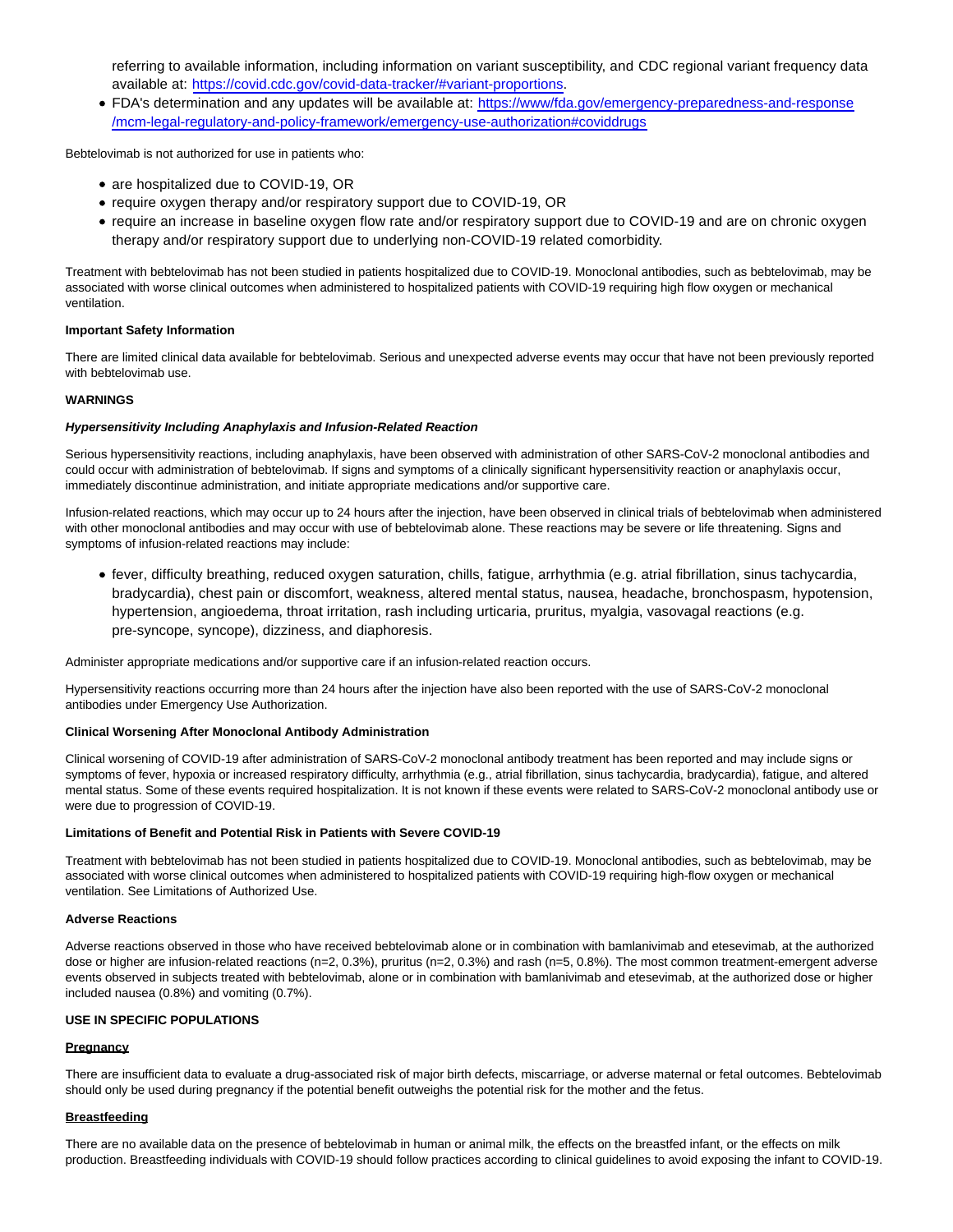referring to available information, including information on variant susceptibility, and CDC regional variant frequency data available at: [https://covid.cdc.gov/covid-data-tracker/#variant-proportions](https://covid.cdc.gov/covid-data-tracker/#variant-proportions).
- FDA's determination and any updates will be available at: [https://www.fda.gov/emergency-preparedness-and-response/mcm-legal-regulatory-and-policy-framework/emergency-use-authorization#coviddrugs](https://www.fda.gov/emergency-preparedness-and-response/mcm-legal-regulatory-and-policy-framework/emergency-use-authorization#coviddrugs)

Bebtelovimab is not authorized for use in patients who:

- are hospitalized due to COVID-19, OR
- require oxygen therapy and/or respiratory support due to COVID-19, OR
- require an increase in baseline oxygen flow rate and/or respiratory support due to COVID-19 and are on chronic oxygen therapy and/or respiratory support due to underlying non-COVID-19 related comorbidity.

Treatment with bebtelovimab has not been studied in patients hospitalized due to COVID-19. Monoclonal antibodies, such as bebtelovimab, may be associated with worse clinical outcomes when administered to hospitalized patients with COVID-19 requiring high flow oxygen or mechanical ventilation.

**Important Safety Information**

There are limited clinical data available for bebtelovimab. Serious and unexpected adverse events may occur that have not been previously reported with bebtelovimab use.

**WARNINGS**

***Hypersensitivity Including Anaphylaxis and Infusion-Related Reaction***

Serious hypersensitivity reactions, including anaphylaxis, have been observed with administration of other SARS-CoV-2 monoclonal antibodies and could occur with administration of bebtelovimab. If signs and symptoms of a clinically significant hypersensitivity reaction or anaphylaxis occur, immediately discontinue administration, and initiate appropriate medications and/or supportive care.

Infusion-related reactions, which may occur up to 24 hours after the injection, have been observed in clinical trials of bebtelovimab when administered with other monoclonal antibodies and may occur with use of bebtelovimab alone. These reactions may be severe or life threatening. Signs and symptoms of infusion-related reactions may include:

- fever, difficulty breathing, reduced oxygen saturation, chills, fatigue, arrhythmia (e.g. atrial fibrillation, sinus tachycardia, bradycardia), chest pain or discomfort, weakness, altered mental status, nausea, headache, bronchospasm, hypotension, hypertension, angioedema, throat irritation, rash including urticaria, pruritus, myalgia, vasovagal reactions (e.g. pre-syncope, syncope), dizziness, and diaphoresis.

Administer appropriate medications and/or supportive care if an infusion-related reaction occurs.

Hypersensitivity reactions occurring more than 24 hours after the injection have also been reported with the use of SARS-CoV-2 monoclonal antibodies under Emergency Use Authorization.

**Clinical Worsening After Monoclonal Antibody Administration**

Clinical worsening of COVID-19 after administration of SARS-CoV-2 monoclonal antibody treatment has been reported and may include signs or symptoms of fever, hypoxia or increased respiratory difficulty, arrhythmia (e.g., atrial fibrillation, sinus tachycardia, bradycardia), fatigue, and altered mental status. Some of these events required hospitalization. It is not known if these events were related to SARS-CoV-2 monoclonal antibody use or were due to progression of COVID-19.

**Limitations of Benefit and Potential Risk in Patients with Severe COVID-19**

Treatment with bebtelovimab has not been studied in patients hospitalized due to COVID-19. Monoclonal antibodies, such as bebtelovimab, may be associated with worse clinical outcomes when administered to hospitalized patients with COVID-19 requiring high-flow oxygen or mechanical ventilation. See Limitations of Authorized Use.

**Adverse Reactions**

Adverse reactions observed in those who have received bebtelovimab alone or in combination with bamlanivimab and etesevimab, at the authorized dose or higher are infusion-related reactions (n=2, 0.3%), pruritus (n=2, 0.3%) and rash (n=5, 0.8%). The most common treatment-emergent adverse events observed in subjects treated with bebtelovimab, alone or in combination with bamlanivimab and etesevimab, at the authorized dose or higher included nausea (0.8%) and vomiting (0.7%).

**USE IN SPECIFIC POPULATIONS**

**Pregnancy**

There are insufficient data to evaluate a drug-associated risk of major birth defects, miscarriage, or adverse maternal or fetal outcomes. Bebtelovimab should only be used during pregnancy if the potential benefit outweighs the potential risk for the mother and the fetus.

**Breastfeeding**

There are no available data on the presence of bebtelovimab in human or animal milk, the effects on the breastfed infant, or the effects on milk production. Breastfeeding individuals with COVID-19 should follow practices according to clinical guidelines to avoid exposing the infant to COVID-19.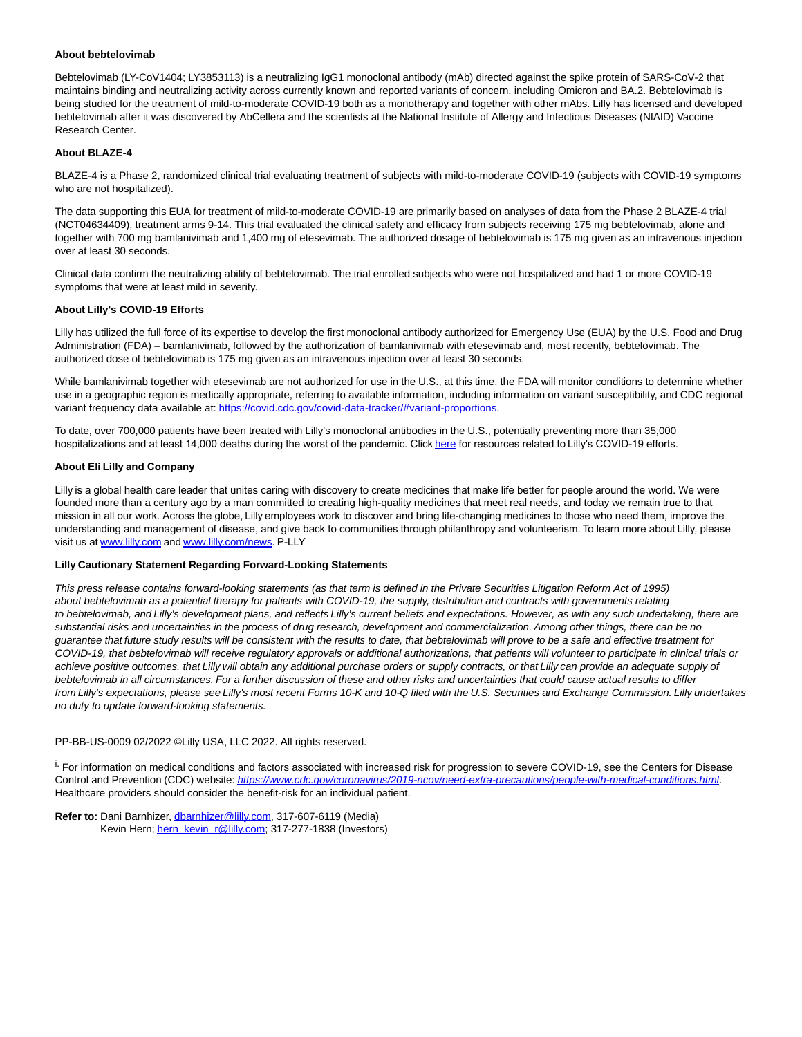### About bebtelovimab

Bebtelovimab (LY-CoV1404; LY3853113) is a neutralizing IgG1 monoclonal antibody (mAb) directed against the spike protein of SARS-CoV-2 that maintains binding and neutralizing activity across currently known and reported variants of concern, including Omicron and BA.2. Bebtelovimab is being studied for the treatment of mild-to-moderate COVID-19 both as a monotherapy and together with other mAbs. Lilly has licensed and developed bebtelovimab after it was discovered by AbCellera and the scientists at the National Institute of Allergy and Infectious Diseases (NIAID) Vaccine Research Center.

### About BLAZE-4

BLAZE-4 is a Phase 2, randomized clinical trial evaluating treatment of subjects with mild-to-moderate COVID-19 (subjects with COVID-19 symptoms who are not hospitalized).

The data supporting this EUA for treatment of mild-to-moderate COVID-19 are primarily based on analyses of data from the Phase 2 BLAZE-4 trial (NCT04634409), treatment arms 9-14. This trial evaluated the clinical safety and efficacy from subjects receiving 175 mg bebtelovimab, alone and together with 700 mg bamlanivimab and 1,400 mg of etesevimab. The authorized dosage of bebtelovimab is 175 mg given as an intravenous injection over at least 30 seconds.

Clinical data confirm the neutralizing ability of bebtelovimab. The trial enrolled subjects who were not hospitalized and had 1 or more COVID-19 symptoms that were at least mild in severity.

### About Lilly's COVID-19 Efforts

Lilly has utilized the full force of its expertise to develop the first monoclonal antibody authorized for Emergency Use (EUA) by the U.S. Food and Drug Administration (FDA) – bamlanivimab, followed by the authorization of bamlanivimab with etesevimab and, most recently, bebtelovimab. The authorized dose of bebtelovimab is 175 mg given as an intravenous injection over at least 30 seconds.

While bamlanivimab together with etesevimab are not authorized for use in the U.S., at this time, the FDA will monitor conditions to determine whether use in a geographic region is medically appropriate, referring to available information, including information on variant susceptibility, and CDC regional variant frequency data available at: [https://covid.cdc.gov/covid-data-tracker/#variant-proportions](https://covid.cdc.gov/covid-data-tracker/#variant-proportions).

To date, over 700,000 patients have been treated with Lilly's monoclonal antibodies in the U.S., potentially preventing more than 35,000 hospitalizations and at least 14,000 deaths during the worst of the pandemic. Click here for resources related to Lilly's COVID-19 efforts.

### About Eli Lilly and Company

Lilly is a global health care leader that unites caring with discovery to create medicines that make life better for people around the world. We were founded more than a century ago by a man committed to creating high-quality medicines that meet real needs, and today we remain true to that mission in all our work. Across the globe, Lilly employees work to discover and bring life-changing medicines to those who need them, improve the understanding and management of disease, and give back to communities through philanthropy and volunteerism. To learn more about Lilly, please visit us at [www.lilly.com](http://www.lilly.com) and [www.lilly.com/news](http://www.lilly.com/news). P-LLY

### Lilly Cautionary Statement Regarding Forward-Looking Statements

*This press release contains forward-looking statements (as that term is defined in the Private Securities Litigation Reform Act of 1995) about bebtelovimab as a potential therapy for patients with COVID-19, the supply, distribution and contracts with governments relating to bebtelovimab, and Lilly's development plans, and reflects Lilly's current beliefs and expectations. However, as with any such undertaking, there are substantial risks and uncertainties in the process of drug research, development and commercialization. Among other things, there can be no guarantee that future study results will be consistent with the results to date, that bebtelovimab will prove to be a safe and effective treatment for COVID-19, that bebtelovimab will receive regulatory approvals or additional authorizations, that patients will volunteer to participate in clinical trials or achieve positive outcomes, that Lilly will obtain any additional purchase orders or supply contracts, or that Lilly can provide an adequate supply of bebtelovimab in all circumstances. For a further discussion of these and other risks and uncertainties that could cause actual results to differ from Lilly's expectations, please see Lilly's most recent Forms 10-K and 10-Q filed with the U.S. Securities and Exchange Commission. Lilly undertakes no duty to update forward-looking statements.*

PP-BB-US-0009 02/2022 ©Lilly USA, LLC 2022. All rights reserved.

[i.] For information on medical conditions and factors associated with increased risk for progression to severe COVID-19, see the Centers for Disease Control and Prevention (CDC) website: *[https://www.cdc.gov/coronavirus/2019-ncov/need-extra-precautions/people-with-medical-conditions.html](https://www.cdc.gov/coronavirus/2019-ncov/need-extra-precautions/people-with-medical-conditions.html)*. Healthcare providers should consider the benefit-risk for an individual patient.

**Refer to:** Dani Barnhizer, [dbarnhizer@lilly.com](mailto:dbarnhizer@lilly.com), 317-607-6119 (Media)
Kevin Hern; [hern_kevin_r@lilly.com](mailto:hern_kevin_r@lilly.com); 317-277-1838 (Investors)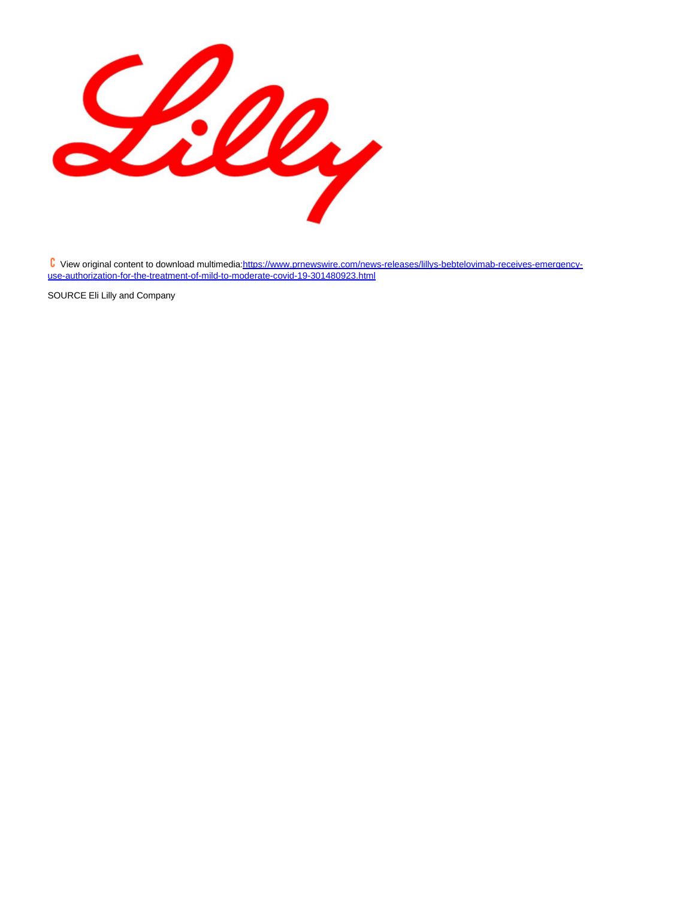View original content to download multimedia:https://www.prnewswire.com/news-releases/lillys-bebtelovimab-receives-emergency-use-authorization-for-the-treatment-of-mild-to-moderate-covid-19-301480923.html

SOURCE Eli Lilly and Company